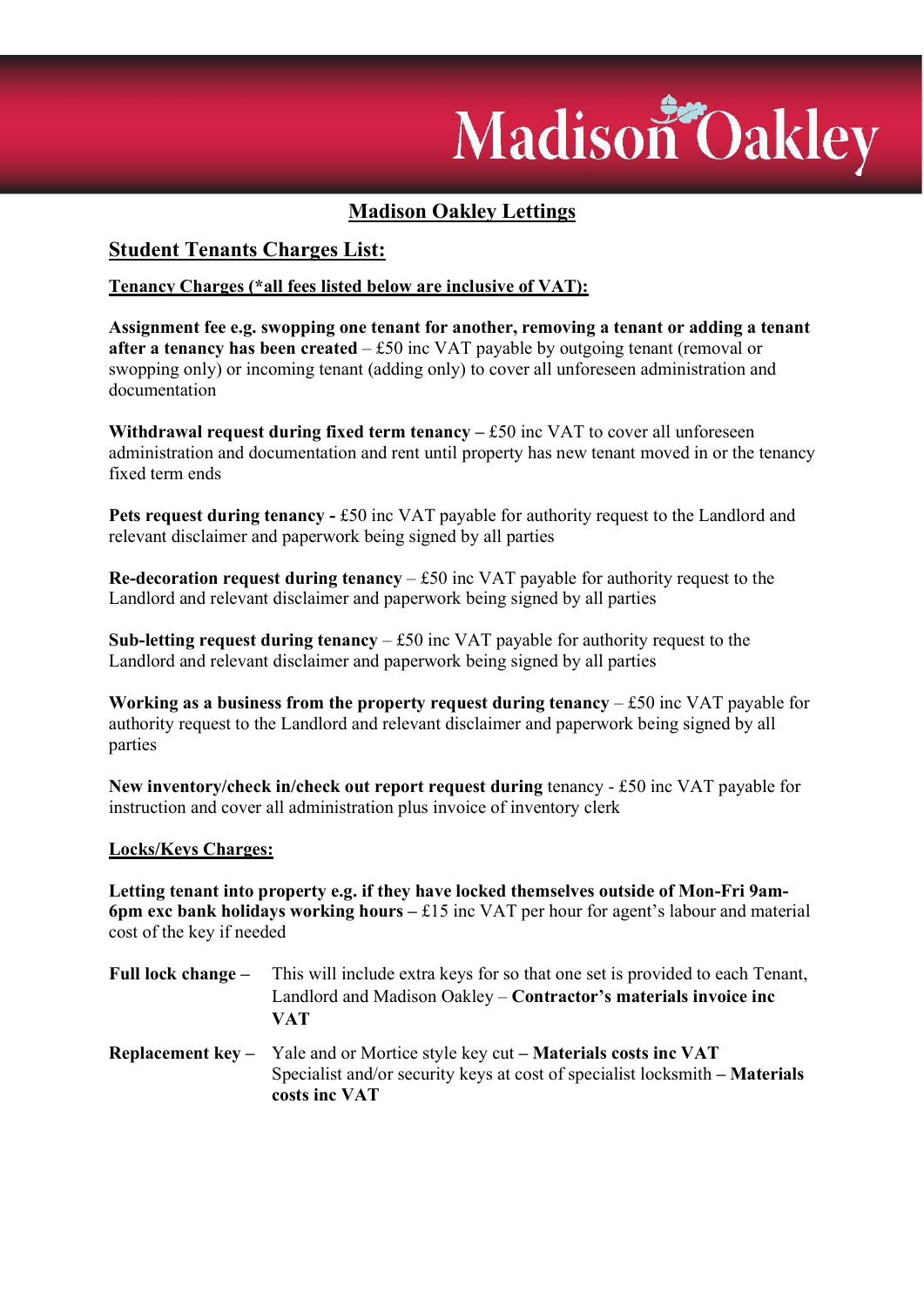# Madison Oakley Lettings

## Student Tenants Charges List:

**Tenancy Charges (*all fees listed below are inclusive of VAT):**

**Assignment fee e.g. swopping one tenant for another, removing a tenant or adding a tenant after a tenancy has been created** – £50 inc VAT payable by outgoing tenant (removal or swopping only) or incoming tenant (adding only) to cover all unforeseen administration and documentation

**Withdrawal request during fixed term tenancy –** £50 inc VAT to cover all unforeseen administration and documentation and rent until property has new tenant moved in or the tenancy fixed term ends

**Pets request during tenancy -** £50 inc VAT payable for authority request to the Landlord and relevant disclaimer and paperwork being signed by all parties

**Re-decoration request during tenancy** – £50 inc VAT payable for authority request to the Landlord and relevant disclaimer and paperwork being signed by all parties

**Sub-letting request during tenancy** – £50 inc VAT payable for authority request to the Landlord and relevant disclaimer and paperwork being signed by all parties

**Working as a business from the property request during tenancy** – £50 inc VAT payable for authority request to the Landlord and relevant disclaimer and paperwork being signed by all parties

**New inventory/check in/check out report request during** tenancy - £50 inc VAT payable for instruction and cover all administration plus invoice of inventory clerk

**Locks/Keys Charges:**

**Letting tenant into property e.g. if they have locked themselves outside of Mon-Fri 9am-6pm exc bank holidays working hours –** £15 inc VAT per hour for agent's labour and material cost of the key if needed

**Full lock change –** This will include extra keys for so that one set is provided to each Tenant, Landlord and Madison Oakley – **Contractor's materials invoice inc VAT**

**Replacement key –** Yale and or Mortice style key cut **– Materials costs inc VAT**
Specialist and/or security keys at cost of specialist locksmith **– Materials costs inc VAT**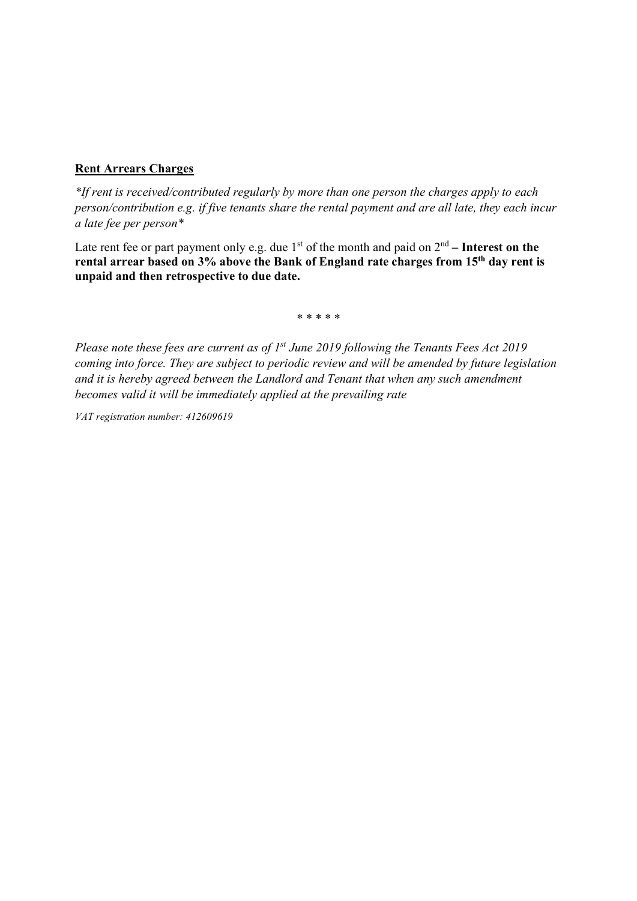**Rent Arrears Charges**

*\*If rent is received/contributed regularly by more than one person the charges apply to each person/contribution e.g. if five tenants share the rental payment and are all late, they each incur a late fee per person\**

Late rent fee or part payment only e.g. due 1st of the month and paid on 2nd – **Interest on the rental arrear based on 3% above the Bank of England rate charges from 15th day rent is unpaid and then retrospective to due date.**

\* \* \* \* \*

*Please note these fees are current as of 1st June 2019 following the Tenants Fees Act 2019 coming into force. They are subject to periodic review and will be amended by future legislation and it is hereby agreed between the Landlord and Tenant that when any such amendment becomes valid it will be immediately applied at the prevailing rate*

*VAT registration number: 412609619*